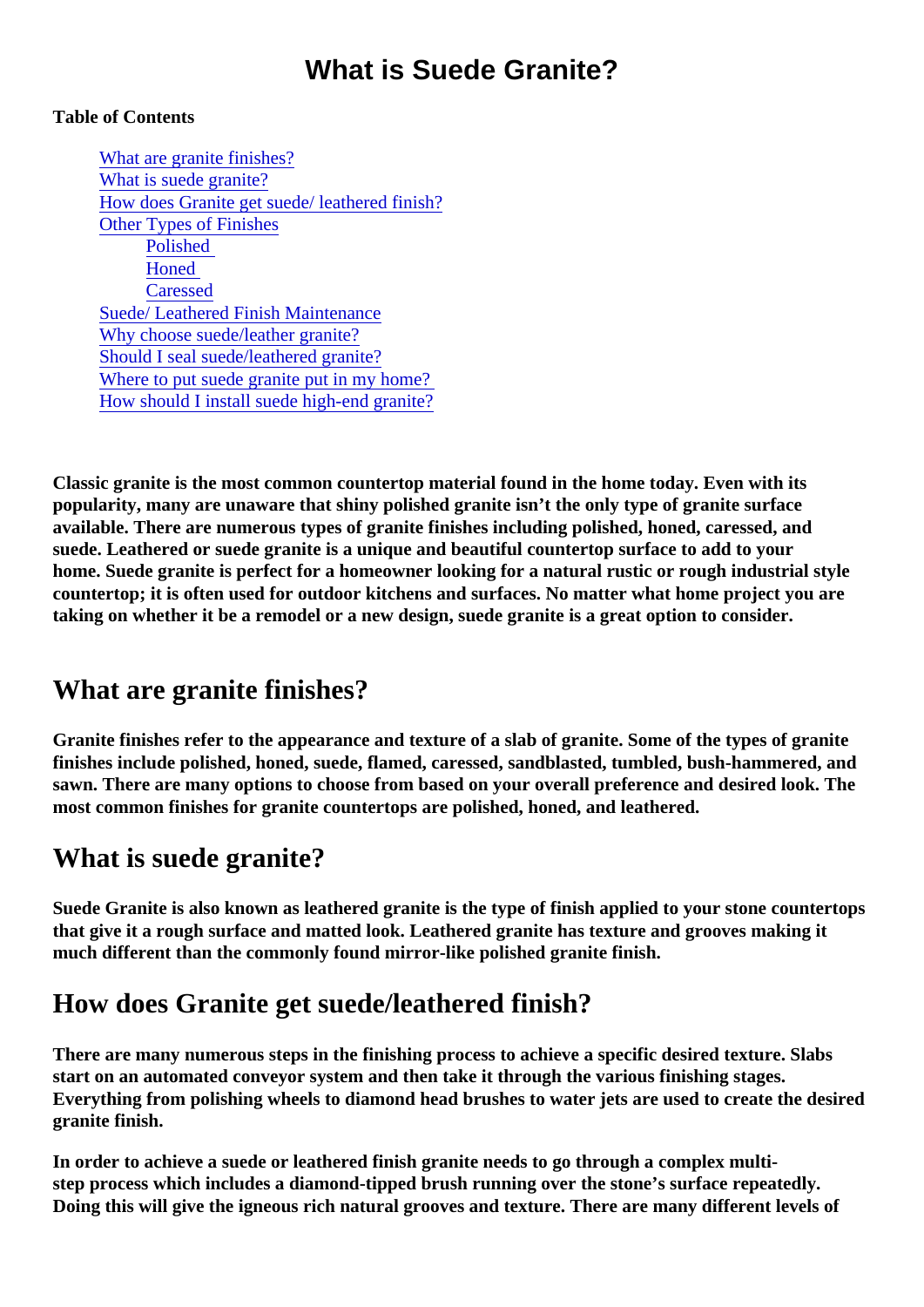# What is Suede Granite?

**Table of Contents**

- What are granite finishes?
- What is suede granite?
- How does Granite get suede/ leathered finish?
- Other Types of Finishes
  - Polished
  - Honed
  - Caressed
- Suede/ Leathered Finish Maintenance
- Why choose suede/leather granite?
- Should I seal suede/leathered granite?
- Where to put suede granite put in my home?
- How should I install suede high-end granite?

**Classic granite is the most common countertop material found in the home today. Even with its popularity, many are unaware that shiny polished granite isn't the only type of granite surface available. There are numerous types of granite finishes including polished, honed, caressed, and suede. Leathered or suede granite is a unique and beautiful countertop surface to add to your home. Suede granite is perfect for a homeowner looking for a natural rustic or rough industrial style countertop; it is often used for outdoor kitchens and surfaces. No matter what home project you are taking on whether it be a remodel or a new design, suede granite is a great option to consider.**

## What are granite finishes?

**Granite finishes refer to the appearance and texture of a slab of granite. Some of the types of granite finishes include polished, honed, suede, flamed, caressed, sandblasted, tumbled, bush-hammered, and sawn. There are many options to choose from based on your overall preference and desired look. The most common finishes for granite countertops are polished, honed, and leathered.**

## What is suede granite?

**Suede Granite is also known as leathered granite is the type of finish applied to your stone countertops that give it a rough surface and matted look. Leathered granite has texture and grooves making it much different than the commonly found mirror-like polished granite finish.**

## How does Granite get suede/leathered finish?

**There are many numerous steps in the finishing process to achieve a specific desired texture. Slabs start on an automated conveyor system and then take it through the various finishing stages. Everything from polishing wheels to diamond head brushes to water jets are used to create the desired granite finish.**

**In order to achieve a suede or leathered finish granite needs to go through a complex multi-step process which includes a diamond-tipped brush running over the stone's surface repeatedly. Doing this will give the igneous rich natural grooves and texture. There are many different levels of**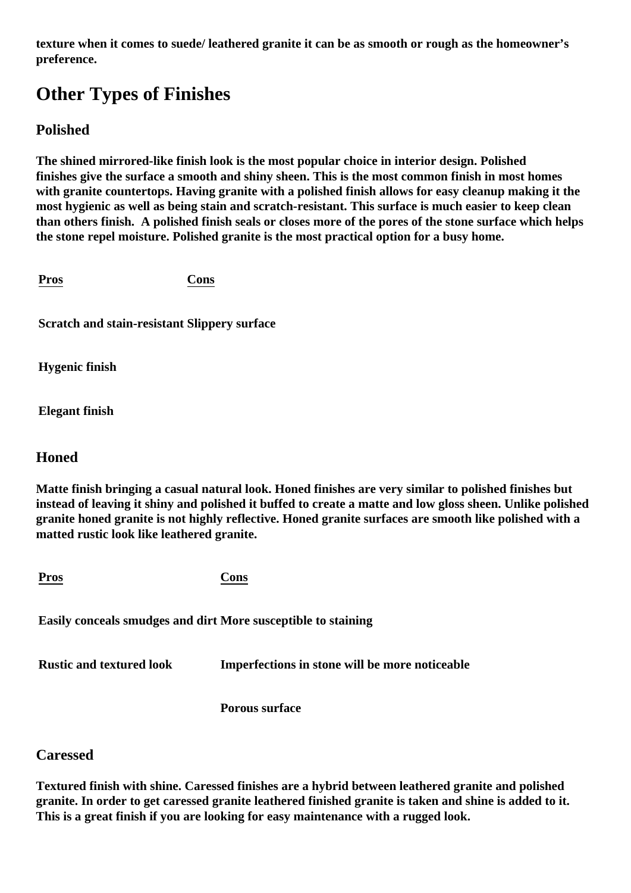**texture when it comes to suede/ leathered granite it can be as smooth or rough as the homeowner's preference.**

## Other Types of Finishes

### Polished

**The shined mirrored-like finish look is the most popular choice in interior design. Polished finishes give the surface a smooth and shiny sheen. This is the most common finish in most homes with granite countertops. Having granite with a polished finish allows for easy cleanup making it the most hygienic as well as being stain and scratch-resistant. This surface is much easier to keep clean than others finish. A polished finish seals or closes more of the pores of the stone surface which helps the stone repel moisture. Polished granite is the most practical option for a busy home.**

| Pros | Cons |
|---|---|
| Scratch and stain-resistant | Slippery surface |
| Hygenic finish | |
| Elegant finish | |

### Honed

**Matte finish bringing a casual natural look. Honed finishes are very similar to polished finishes but instead of leaving it shiny and polished it buffed to create a matte and low gloss sheen. Unlike polished granite honed granite is not highly reflective. Honed granite surfaces are smooth like polished with a matted rustic look like leathered granite.**

| Pros | Cons |
|---|---|
| Easily conceals smudges and dirt | More susceptible to staining |
| Rustic and textured look | Imperfections in stone will be more noticeable |
| | Porous surface |

### Caressed

**Textured finish with shine. Caressed finishes are a hybrid between leathered granite and polished granite. In order to get caressed granite leathered finished granite is taken and shine is added to it. This is a great finish if you are looking for easy maintenance with a rugged look.**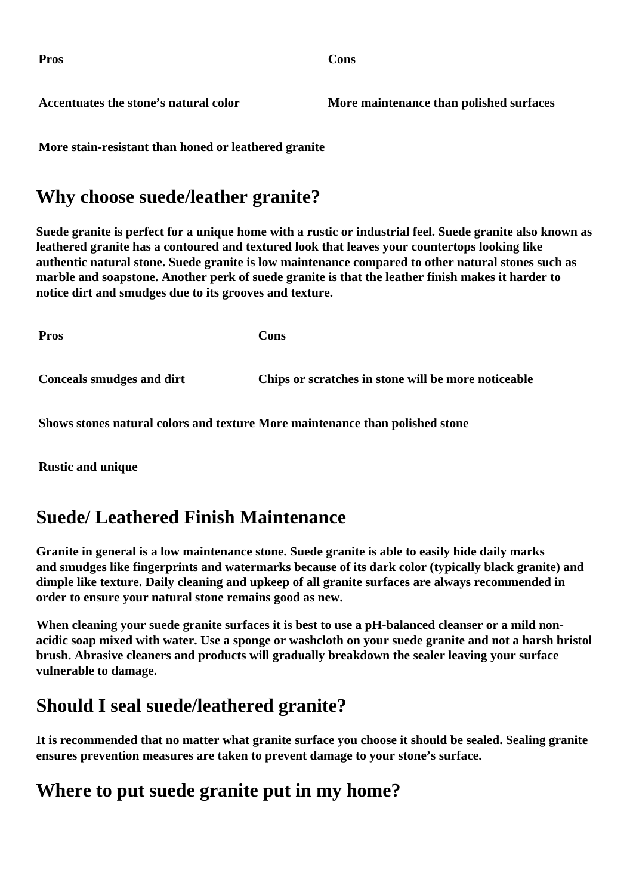| Pros | Cons |
| --- | --- |
| Accentuates the stone’s natural color | More maintenance than polished surfaces |
| More stain-resistant than honed or leathered granite | |

## Why choose suede/leather granite?

**Suede granite is perfect for a unique home with a rustic or industrial feel. Suede granite also known as leathered granite has a contoured and textured look that leaves your countertops looking like authentic natural stone. Suede granite is low maintenance compared to other natural stones such as marble and soapstone. Another perk of suede granite is that the leather finish makes it harder to notice dirt and smudges due to its grooves and texture.**

| Pros | Cons |
| --- | --- |
| Conceals smudges and dirt | Chips or scratches in stone will be more noticeable |
| Shows stones natural colors and texture | More maintenance than polished stone |
| Rustic and unique | |

## Suede/ Leathered Finish Maintenance

**Granite in general is a low maintenance stone. Suede granite is able to easily hide daily marks and smudges like fingerprints and watermarks because of its dark color (typically black granite) and dimple like texture. Daily cleaning and upkeep of all granite surfaces are always recommended in order to ensure your natural stone remains good as new.**

**When cleaning your suede granite surfaces it is best to use a pH-balanced cleanser or a mild non-acidic soap mixed with water. Use a sponge or washcloth on your suede granite and not a harsh bristol brush. Abrasive cleaners and products will gradually breakdown the sealer leaving your surface vulnerable to damage.**

## Should I seal suede/leathered granite?

**It is recommended that no matter what granite surface you choose it should be sealed. Sealing granite ensures prevention measures are taken to prevent damage to your stone’s surface.**

## Where to put suede granite put in my home?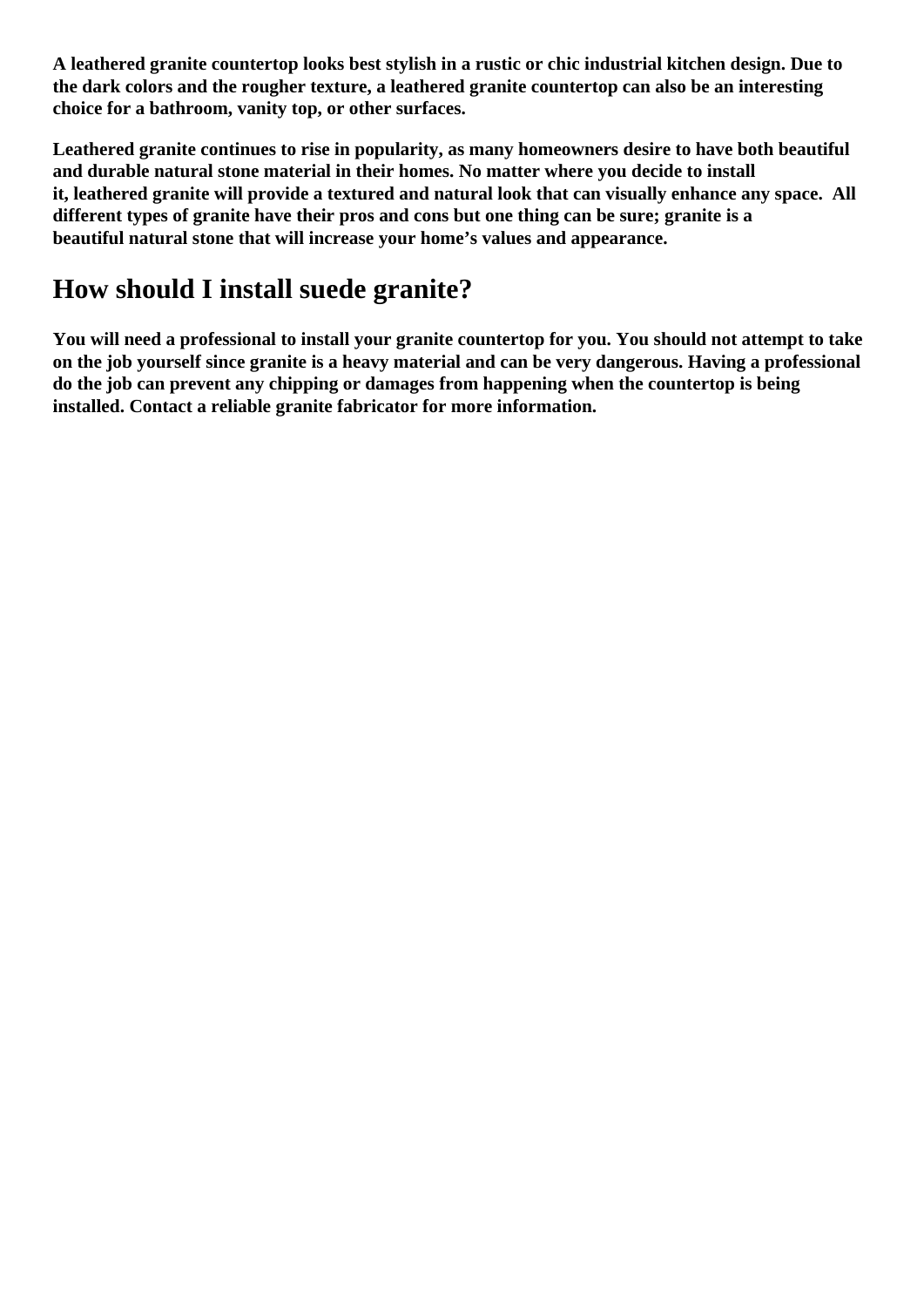**A leathered granite countertop looks best stylish in a rustic or chic industrial kitchen design. Due to the dark colors and the rougher texture, a leathered granite countertop can also be an interesting choice for a bathroom, vanity top, or other surfaces.**

**Leathered granite continues to rise in popularity, as many homeowners desire to have both beautiful and durable natural stone material in their homes. No matter where you decide to install it, leathered granite will provide a textured and natural look that can visually enhance any space.  All different types of granite have their pros and cons but one thing can be sure; granite is a beautiful natural stone that will increase your home's values and appearance.**

## How should I install suede granite?

**You will need a professional to install your granite countertop for you. You should not attempt to take on the job yourself since granite is a heavy material and can be very dangerous. Having a professional do the job can prevent any chipping or damages from happening when the countertop is being installed. Contact a reliable granite fabricator for more information.**